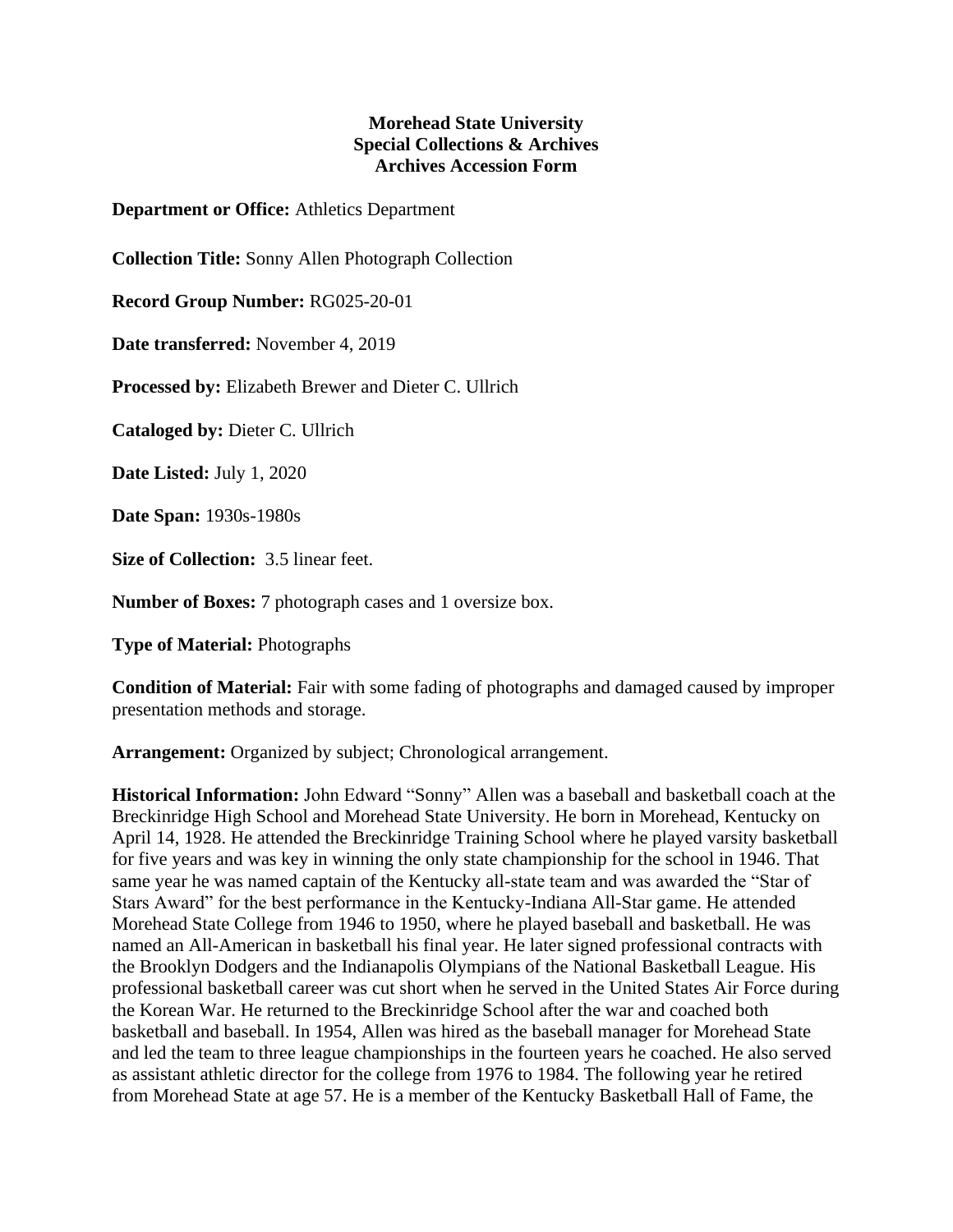**Morehead State University**
**Special Collections & Archives**
**Archives Accession Form**

**Department or Office:** Athletics Department

**Collection Title:** Sonny Allen Photograph Collection

**Record Group Number:** RG025-20-01

**Date transferred:** November 4, 2019

**Processed by:** Elizabeth Brewer and Dieter C. Ullrich

**Cataloged by:** Dieter C. Ullrich

**Date Listed:** July 1, 2020

**Date Span:** 1930s-1980s

**Size of Collection:** 3.5 linear feet.

**Number of Boxes:** 7 photograph cases and 1 oversize box.

**Type of Material:** Photographs

**Condition of Material:** Fair with some fading of photographs and damaged caused by improper presentation methods and storage.

**Arrangement:** Organized by subject; Chronological arrangement.

**Historical Information:** John Edward "Sonny" Allen was a baseball and basketball coach at the Breckinridge High School and Morehead State University. He born in Morehead, Kentucky on April 14, 1928. He attended the Breckinridge Training School where he played varsity basketball for five years and was key in winning the only state championship for the school in 1946. That same year he was named captain of the Kentucky all-state team and was awarded the "Star of Stars Award" for the best performance in the Kentucky-Indiana All-Star game. He attended Morehead State College from 1946 to 1950, where he played baseball and basketball. He was named an All-American in basketball his final year. He later signed professional contracts with the Brooklyn Dodgers and the Indianapolis Olympians of the National Basketball League. His professional basketball career was cut short when he served in the United States Air Force during the Korean War. He returned to the Breckinridge School after the war and coached both basketball and baseball. In 1954, Allen was hired as the baseball manager for Morehead State and led the team to three league championships in the fourteen years he coached. He also served as assistant athletic director for the college from 1976 to 1984. The following year he retired from Morehead State at age 57. He is a member of the Kentucky Basketball Hall of Fame, the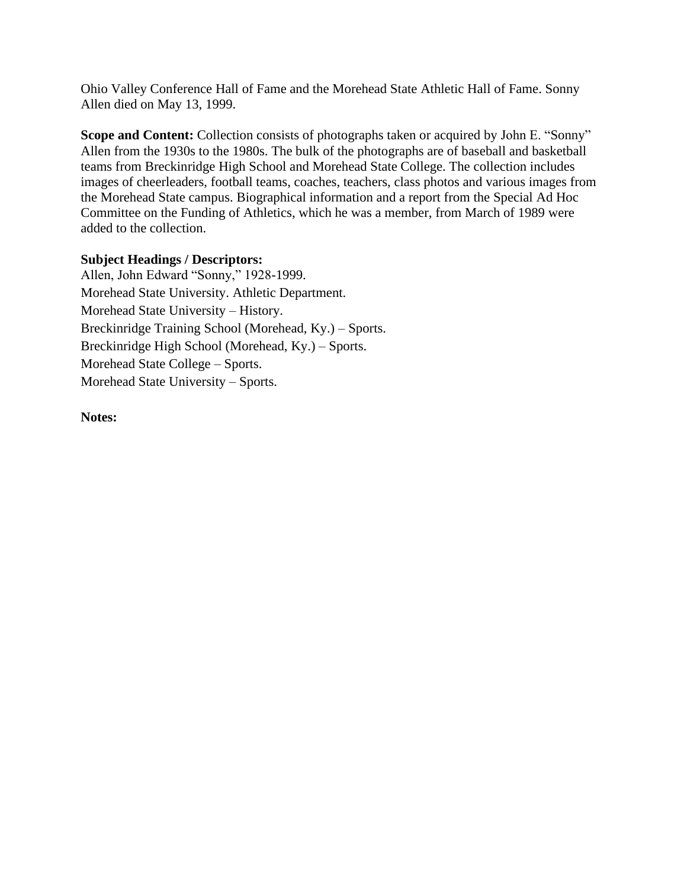Ohio Valley Conference Hall of Fame and the Morehead State Athletic Hall of Fame. Sonny Allen died on May 13, 1999.

**Scope and Content:** Collection consists of photographs taken or acquired by John E. "Sonny" Allen from the 1930s to the 1980s. The bulk of the photographs are of baseball and basketball teams from Breckinridge High School and Morehead State College. The collection includes images of cheerleaders, football teams, coaches, teachers, class photos and various images from the Morehead State campus. Biographical information and a report from the Special Ad Hoc Committee on the Funding of Athletics, which he was a member, from March of 1989 were added to the collection.

**Subject Headings / Descriptors:**

Allen, John Edward "Sonny," 1928-1999.
Morehead State University. Athletic Department.
Morehead State University – History.
Breckinridge Training School (Morehead, Ky.) – Sports.
Breckinridge High School (Morehead, Ky.) – Sports.
Morehead State College – Sports.
Morehead State University – Sports.

**Notes:**